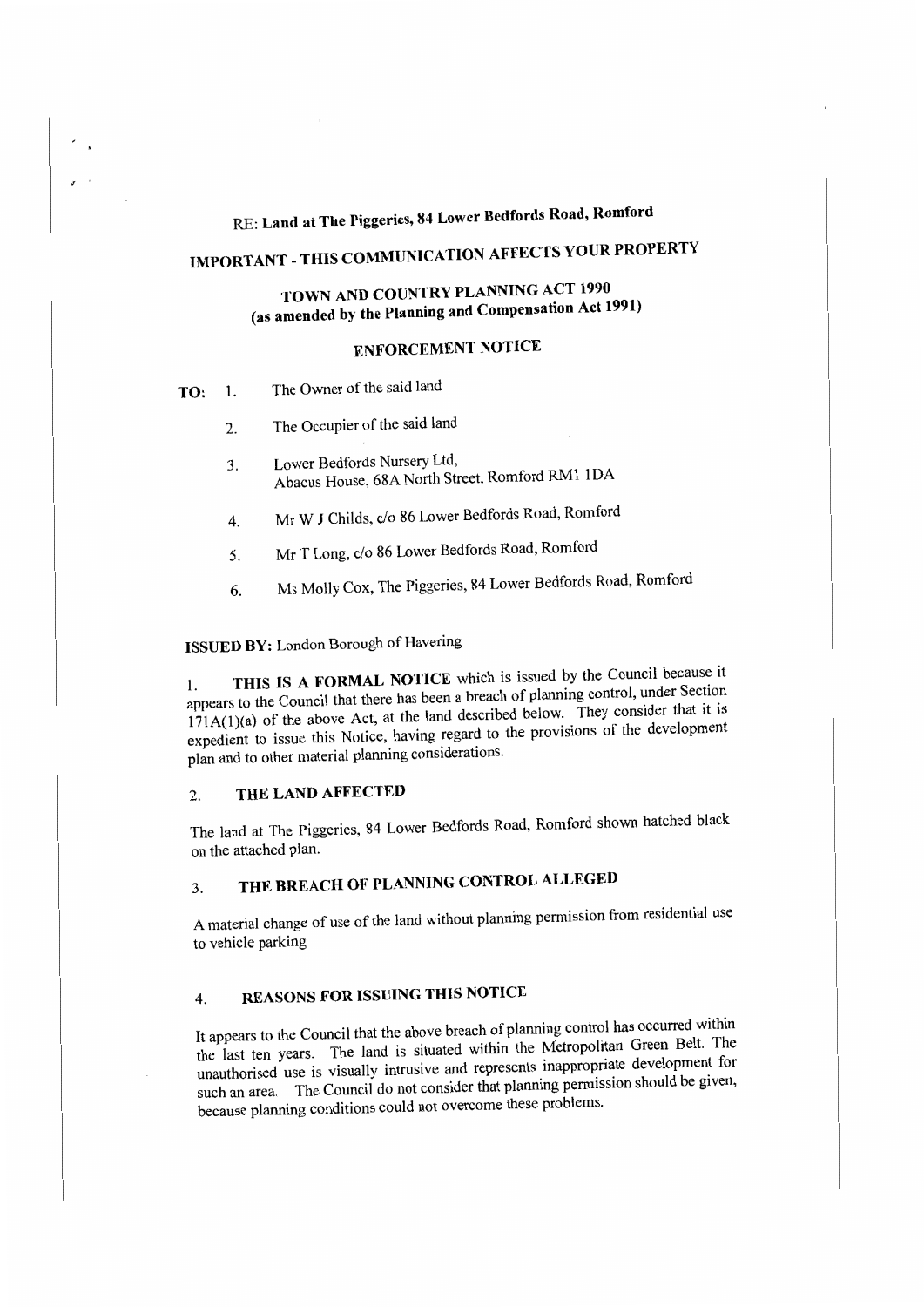RE: **Land at The Piggeries, 84 Lower Bedfords Road, Romford**

# IMPORTANT - THIS COMMUNICATION AFFECTS YOUR PROPERTY

## TOWN AND COUNTRY PLANNING ACT 1990
## (as amended by the Planning and Compensation Act 1991)

## ENFORCEMENT NOTICE

**TO:**

1. The Owner of the said land
2. The Occupier of the said land
3. Lower Bedfords Nursery Ltd, Abacus House, 68A North Street, Romford RM1 1DA
4. Mr W J Childs, c/o 86 Lower Bedfords Road, Romford
5. Mr T Long, c/o 86 Lower Bedfords Road, Romford
6. Ms Molly Cox, The Piggeries, 84 Lower Bedfords Road, Romford

**ISSUED BY:** London Borough of Havering

1. **THIS IS A FORMAL NOTICE** which is issued by the Council because it appears to the Council that there has been a breach of planning control, under Section 171A(1)(a) of the above Act, at the land described below. They consider that it is expedient to issue this Notice, having regard to the provisions of the development plan and to other material planning considerations.

### 2. THE LAND AFFECTED

The land at The Piggeries, 84 Lower Bedfords Road, Romford shown hatched black on the attached plan.

### 3. THE BREACH OF PLANNING CONTROL ALLEGED

A material change of use of the land without planning permission from residential use to vehicle parking

### 4. REASONS FOR ISSUING THIS NOTICE

It appears to the Council that the above breach of planning control has occurred within the last ten years. The land is situated within the Metropolitan Green Belt. The unauthorised use is visually intrusive and represents inappropriate development for such an area. The Council do not consider that planning permission should be given, because planning conditions could not overcome these problems.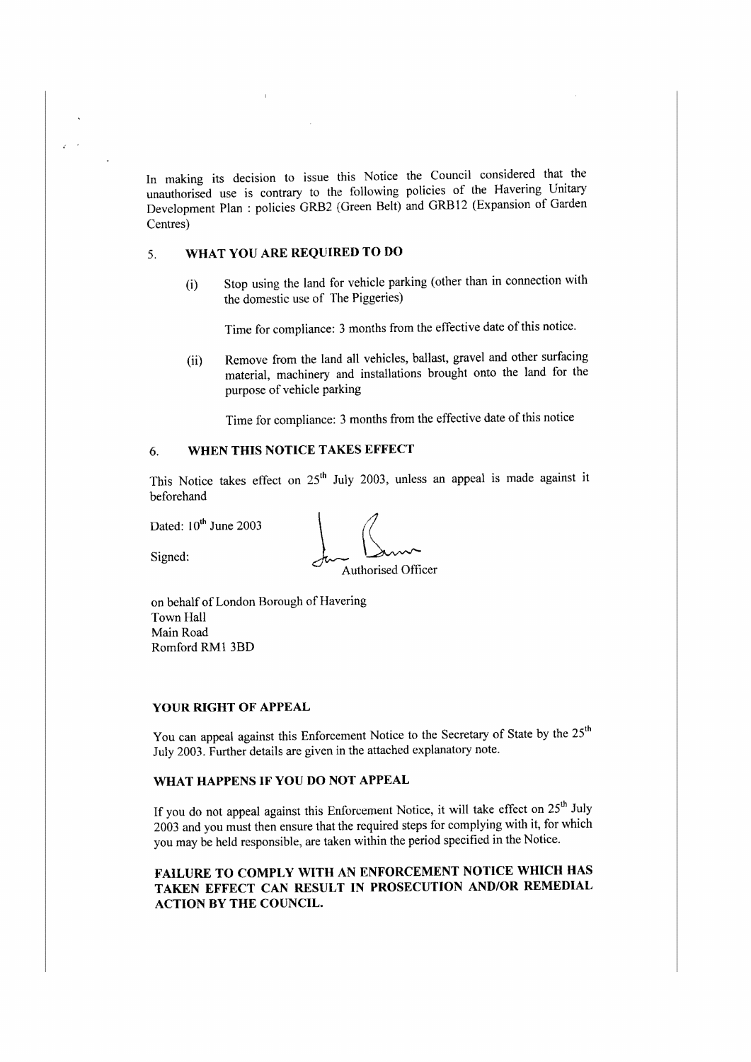In making its decision to issue this Notice the Council considered that the unauthorised use is contrary to the following policies of the Havering Unitary Development Plan : policies GRB2 (Green Belt) and GRB12 (Expansion of Garden Centres)

## 5. WHAT YOU ARE REQUIRED TO DO

(i) Stop using the land for vehicle parking (other than in connection with the domestic use of The Piggeries)

Time for compliance: 3 months from the effective date of this notice.

(ii) Remove from the land all vehicles, ballast, gravel and other surfacing material, machinery and installations brought onto the land for the purpose of vehicle parking

Time for compliance: 3 months from the effective date of this notice

## 6. WHEN THIS NOTICE TAKES EFFECT

This Notice takes effect on 25th July 2003, unless an appeal is made against it beforehand

Dated: 10th June 2003

Signed:

Authorised Officer

on behalf of London Borough of Havering
Town Hall
Main Road
Romford RM1 3BD

## YOUR RIGHT OF APPEAL

You can appeal against this Enforcement Notice to the Secretary of State by the 25th July 2003. Further details are given in the attached explanatory note.

## WHAT HAPPENS IF YOU DO NOT APPEAL

If you do not appeal against this Enforcement Notice, it will take effect on 25th July 2003 and you must then ensure that the required steps for complying with it, for which you may be held responsible, are taken within the period specified in the Notice.

**FAILURE TO COMPLY WITH AN ENFORCEMENT NOTICE WHICH HAS TAKEN EFFECT CAN RESULT IN PROSECUTION AND/OR REMEDIAL ACTION BY THE COUNCIL.**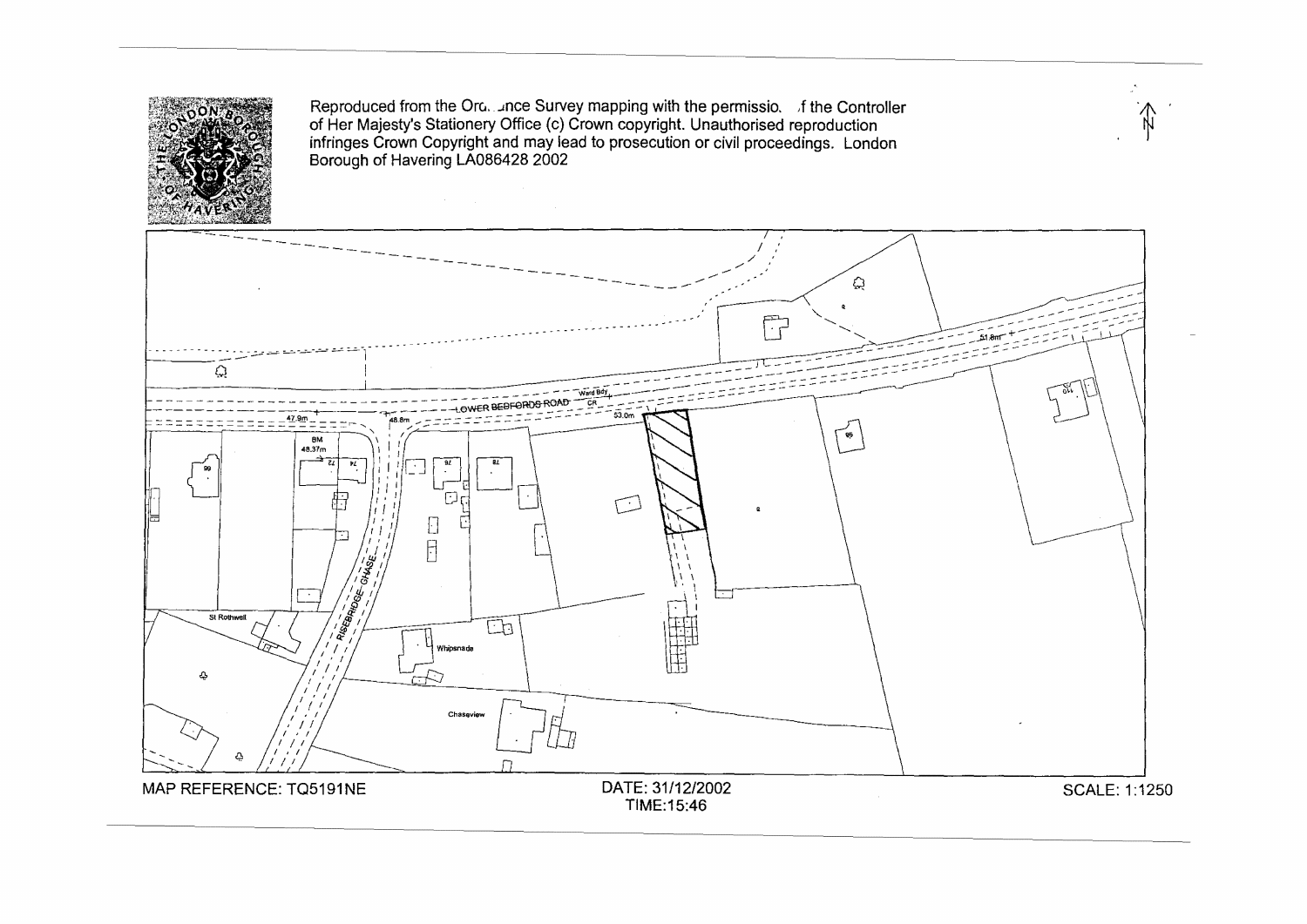Reproduced from the Ordnance Survey mapping with the permission of the Controller of Her Majesty's Stationery Office (c) Crown copyright. Unauthorised reproduction infringes Crown Copyright and may lead to prosecution or civil proceedings. London Borough of Havering LA086428 2002

LOWER BEDFORDS ROAD

RISEBRIDGE CHASE

Ward Bdy

CR

47.9m

48.8m

53.0m

51.8m

BM 48.37m

St Rothwell

Whipsnade

Chaseview

MAP REFERENCE: TQ5191NE

DATE: 31/12/2002
TIME:15:46

SCALE: 1:1250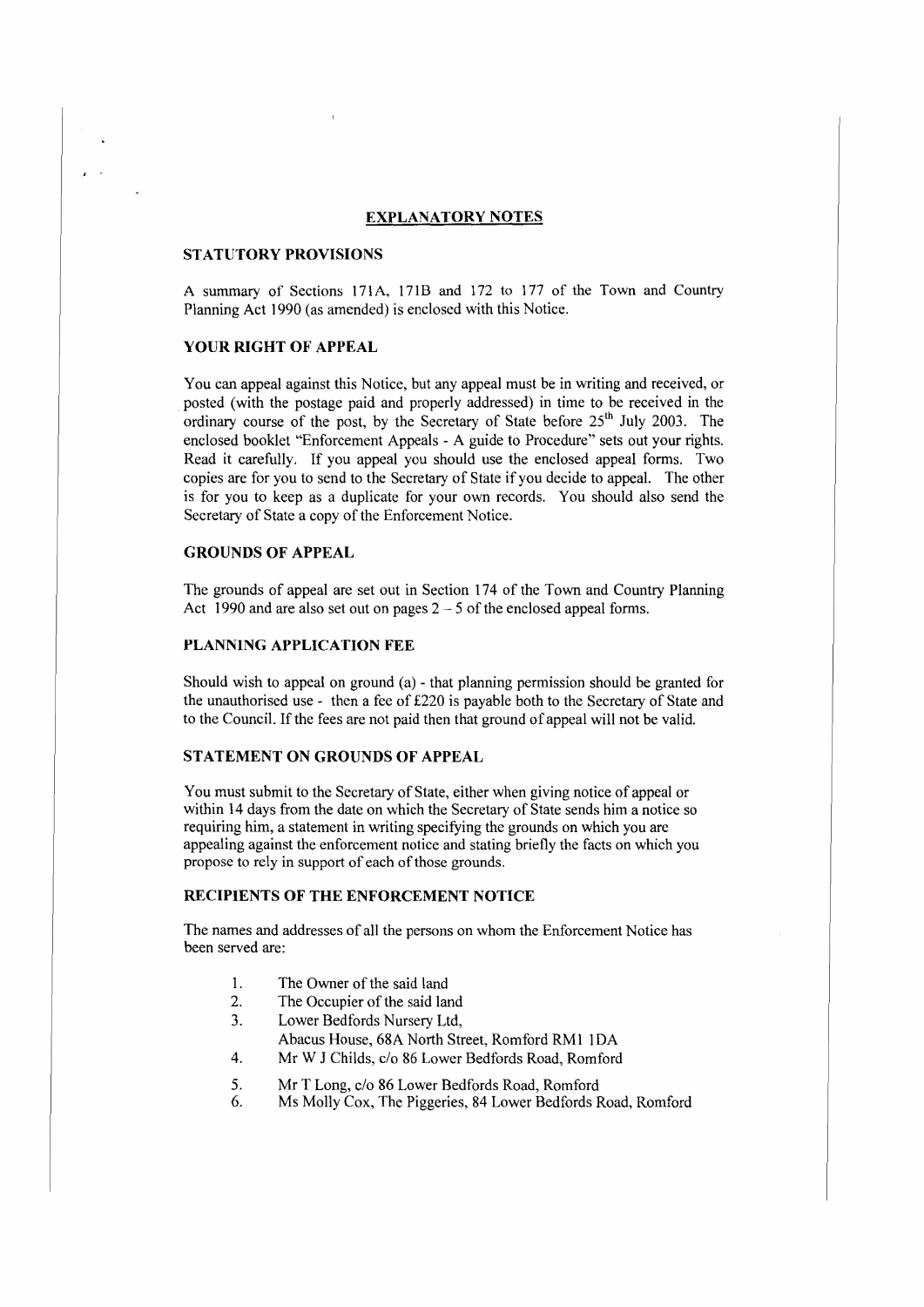## EXPLANATORY NOTES

### STATUTORY PROVISIONS

A summary of Sections 171A, 171B and 172 to 177 of the Town and Country Planning Act 1990 (as amended) is enclosed with this Notice.

### YOUR RIGHT OF APPEAL

You can appeal against this Notice, but any appeal must be in writing and received, or posted (with the postage paid and properly addressed) in time to be received in the ordinary course of the post, by the Secretary of State before 25th July 2003. The enclosed booklet "Enforcement Appeals - A guide to Procedure" sets out your rights. Read it carefully. If you appeal you should use the enclosed appeal forms. Two copies are for you to send to the Secretary of State if you decide to appeal. The other is for you to keep as a duplicate for your own records. You should also send the Secretary of State a copy of the Enforcement Notice.

### GROUNDS OF APPEAL

The grounds of appeal are set out in Section 174 of the Town and Country Planning Act 1990 and are also set out on pages 2 – 5 of the enclosed appeal forms.

### PLANNING APPLICATION FEE

Should wish to appeal on ground (a) - that planning permission should be granted for the unauthorised use - then a fee of £220 is payable both to the Secretary of State and to the Council. If the fees are not paid then that ground of appeal will not be valid.

### STATEMENT ON GROUNDS OF APPEAL

You must submit to the Secretary of State, either when giving notice of appeal or within 14 days from the date on which the Secretary of State sends him a notice so requiring him, a statement in writing specifying the grounds on which you are appealing against the enforcement notice and stating briefly the facts on which you propose to rely in support of each of those grounds.

### RECIPIENTS OF THE ENFORCEMENT NOTICE

The names and addresses of all the persons on whom the Enforcement Notice has been served are:

1. The Owner of the said land
2. The Occupier of the said land
3. Lower Bedfords Nursery Ltd,
   Abacus House, 68A North Street, Romford RM1 1DA
4. Mr W J Childs, c/o 86 Lower Bedfords Road, Romford
5. Mr T Long, c/o 86 Lower Bedfords Road, Romford
6. Ms Molly Cox, The Piggeries, 84 Lower Bedfords Road, Romford